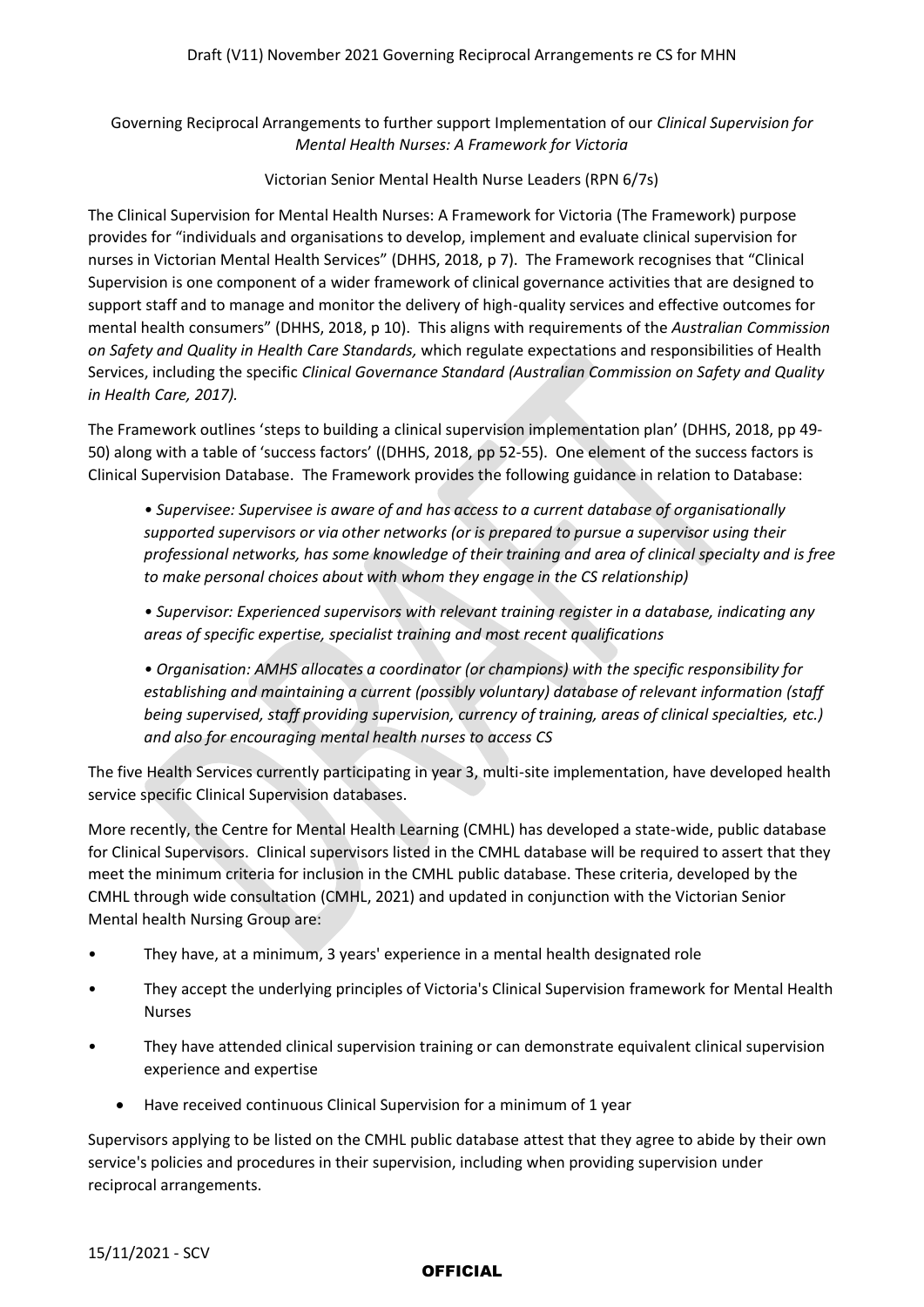Governing Reciprocal Arrangements to further support Implementation of our *Clinical Supervision for Mental Health Nurses: A Framework for Victoria*

Victorian Senior Mental Health Nurse Leaders (RPN 6/7s)

The Clinical Supervision for Mental Health Nurses: A Framework for Victoria (The Framework) purpose provides for "individuals and organisations to develop, implement and evaluate clinical supervision for nurses in Victorian Mental Health Services" (DHHS, 2018, p 7). The Framework recognises that "Clinical Supervision is one component of a wider framework of clinical governance activities that are designed to support staff and to manage and monitor the delivery of high-quality services and effective outcomes for mental health consumers" (DHHS, 2018, p 10). This aligns with requirements of the *Australian Commission on Safety and Quality in Health Care Standards,* which regulate expectations and responsibilities of Health Services, including the specific *Clinical Governance Standard (Australian Commission on Safety and Quality in Health Care, 2017).*

The Framework outlines 'steps to building a clinical supervision implementation plan' (DHHS, 2018, pp 49-50) along with a table of 'success factors' ((DHHS, 2018, pp 52-55). One element of the success factors is Clinical Supervision Database. The Framework provides the following guidance in relation to Database:

> *• Supervisee: Supervisee is aware of and has access to a current database of organisationally supported supervisors or via other networks (or is prepared to pursue a supervisor using their professional networks, has some knowledge of their training and area of clinical specialty and is free to make personal choices about with whom they engage in the CS relationship)*
>
> *• Supervisor: Experienced supervisors with relevant training register in a database, indicating any areas of specific expertise, specialist training and most recent qualifications*
>
> *• Organisation: AMHS allocates a coordinator (or champions) with the specific responsibility for establishing and maintaining a current (possibly voluntary) database of relevant information (staff being supervised, staff providing supervision, currency of training, areas of clinical specialties, etc.) and also for encouraging mental health nurses to access CS*

The five Health Services currently participating in year 3, multi-site implementation, have developed health service specific Clinical Supervision databases.

More recently, the Centre for Mental Health Learning (CMHL) has developed a state-wide, public database for Clinical Supervisors. Clinical supervisors listed in the CMHL database will be required to assert that they meet the minimum criteria for inclusion in the CMHL public database. These criteria, developed by the CMHL through wide consultation (CMHL, 2021) and updated in conjunction with the Victorian Senior Mental health Nursing Group are:

- They have, at a minimum, 3 years' experience in a mental health designated role
- They accept the underlying principles of Victoria's Clinical Supervision framework for Mental Health Nurses
- They have attended clinical supervision training or can demonstrate equivalent clinical supervision experience and expertise
    - Have received continuous Clinical Supervision for a minimum of 1 year

Supervisors applying to be listed on the CMHL public database attest that they agree to abide by their own service's policies and procedures in their supervision, including when providing supervision under reciprocal arrangements.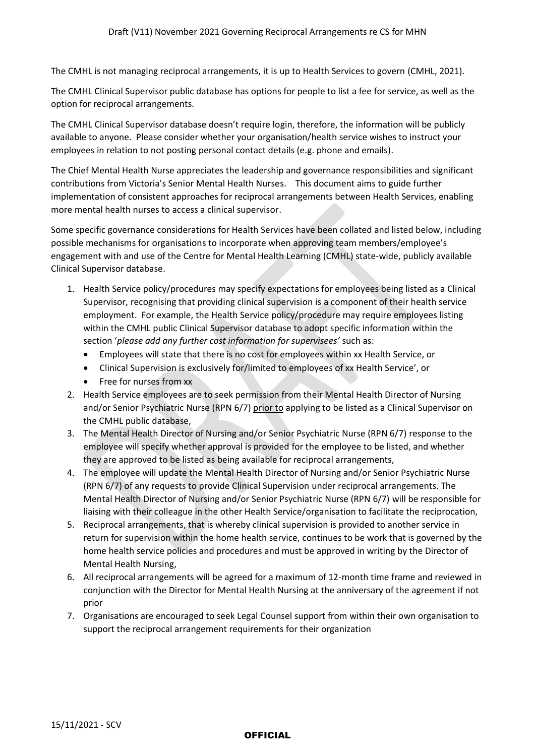The CMHL is not managing reciprocal arrangements, it is up to Health Services to govern (CMHL, 2021).

The CMHL Clinical Supervisor public database has options for people to list a fee for service, as well as the option for reciprocal arrangements.

The CMHL Clinical Supervisor database doesn't require login, therefore, the information will be publicly available to anyone. Please consider whether your organisation/health service wishes to instruct your employees in relation to not posting personal contact details (e.g. phone and emails).

The Chief Mental Health Nurse appreciates the leadership and governance responsibilities and significant contributions from Victoria's Senior Mental Health Nurses. This document aims to guide further implementation of consistent approaches for reciprocal arrangements between Health Services, enabling more mental health nurses to access a clinical supervisor.

Some specific governance considerations for Health Services have been collated and listed below, including possible mechanisms for organisations to incorporate when approving team members/employee's engagement with and use of the Centre for Mental Health Learning (CMHL) state-wide, publicly available Clinical Supervisor database.

1. Health Service policy/procedures may specify expectations for employees being listed as a Clinical Supervisor, recognising that providing clinical supervision is a component of their health service employment. For example, the Health Service policy/procedure may require employees listing within the CMHL public Clinical Supervisor database to adopt specific information within the section '*please add any further cost information for supervisees'* such as:
    - Employees will state that there is no cost for employees within xx Health Service, or
    - Clinical Supervision is exclusively for/limited to employees of xx Health Service', or
    - Free for nurses from xx
2. Health Service employees are to seek permission from their Mental Health Director of Nursing and/or Senior Psychiatric Nurse (RPN 6/7) <u>prior to</u> applying to be listed as a Clinical Supervisor on the CMHL public database,
3. The Mental Health Director of Nursing and/or Senior Psychiatric Nurse (RPN 6/7) response to the employee will specify whether approval is provided for the employee to be listed, and whether they are approved to be listed as being available for reciprocal arrangements,
4. The employee will update the Mental Health Director of Nursing and/or Senior Psychiatric Nurse (RPN 6/7) of any requests to provide Clinical Supervision under reciprocal arrangements. The Mental Health Director of Nursing and/or Senior Psychiatric Nurse (RPN 6/7) will be responsible for liaising with their colleague in the other Health Service/organisation to facilitate the reciprocation,
5. Reciprocal arrangements, that is whereby clinical supervision is provided to another service in return for supervision within the home health service, continues to be work that is governed by the home health service policies and procedures and must be approved in writing by the Director of Mental Health Nursing,
6. All reciprocal arrangements will be agreed for a maximum of 12-month time frame and reviewed in conjunction with the Director for Mental Health Nursing at the anniversary of the agreement if not prior
7. Organisations are encouraged to seek Legal Counsel support from within their own organisation to support the reciprocal arrangement requirements for their organization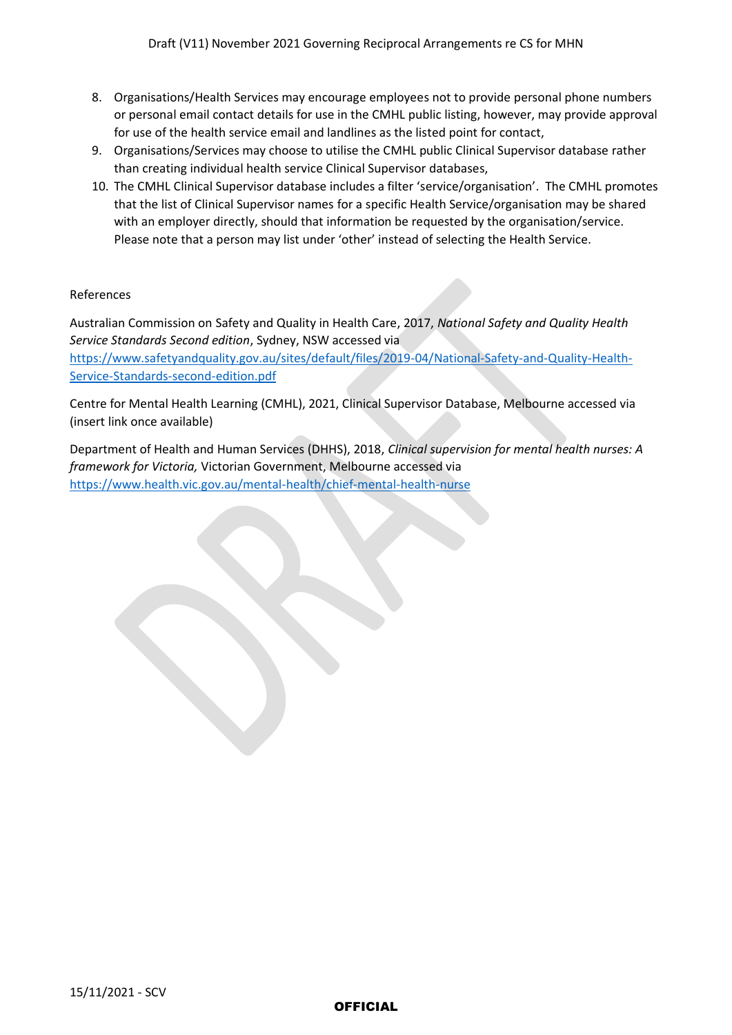8. Organisations/Health Services may encourage employees not to provide personal phone numbers or personal email contact details for use in the CMHL public listing, however, may provide approval for use of the health service email and landlines as the listed point for contact,
9. Organisations/Services may choose to utilise the CMHL public Clinical Supervisor database rather than creating individual health service Clinical Supervisor databases,
10. The CMHL Clinical Supervisor database includes a filter 'service/organisation'. The CMHL promotes that the list of Clinical Supervisor names for a specific Health Service/organisation may be shared with an employer directly, should that information be requested by the organisation/service. Please note that a person may list under 'other' instead of selecting the Health Service.

References

Australian Commission on Safety and Quality in Health Care, 2017, *National Safety and Quality Health Service Standards Second edition*, Sydney, NSW accessed via https://www.safetyandquality.gov.au/sites/default/files/2019-04/National-Safety-and-Quality-Health-Service-Standards-second-edition.pdf

Centre for Mental Health Learning (CMHL), 2021, Clinical Supervisor Database, Melbourne accessed via (insert link once available)

Department of Health and Human Services (DHHS), 2018, *Clinical supervision for mental health nurses: A framework for Victoria,* Victorian Government, Melbourne accessed via https://www.health.vic.gov.au/mental-health/chief-mental-health-nurse

15/11/2021 - SCV

OFFICIAL